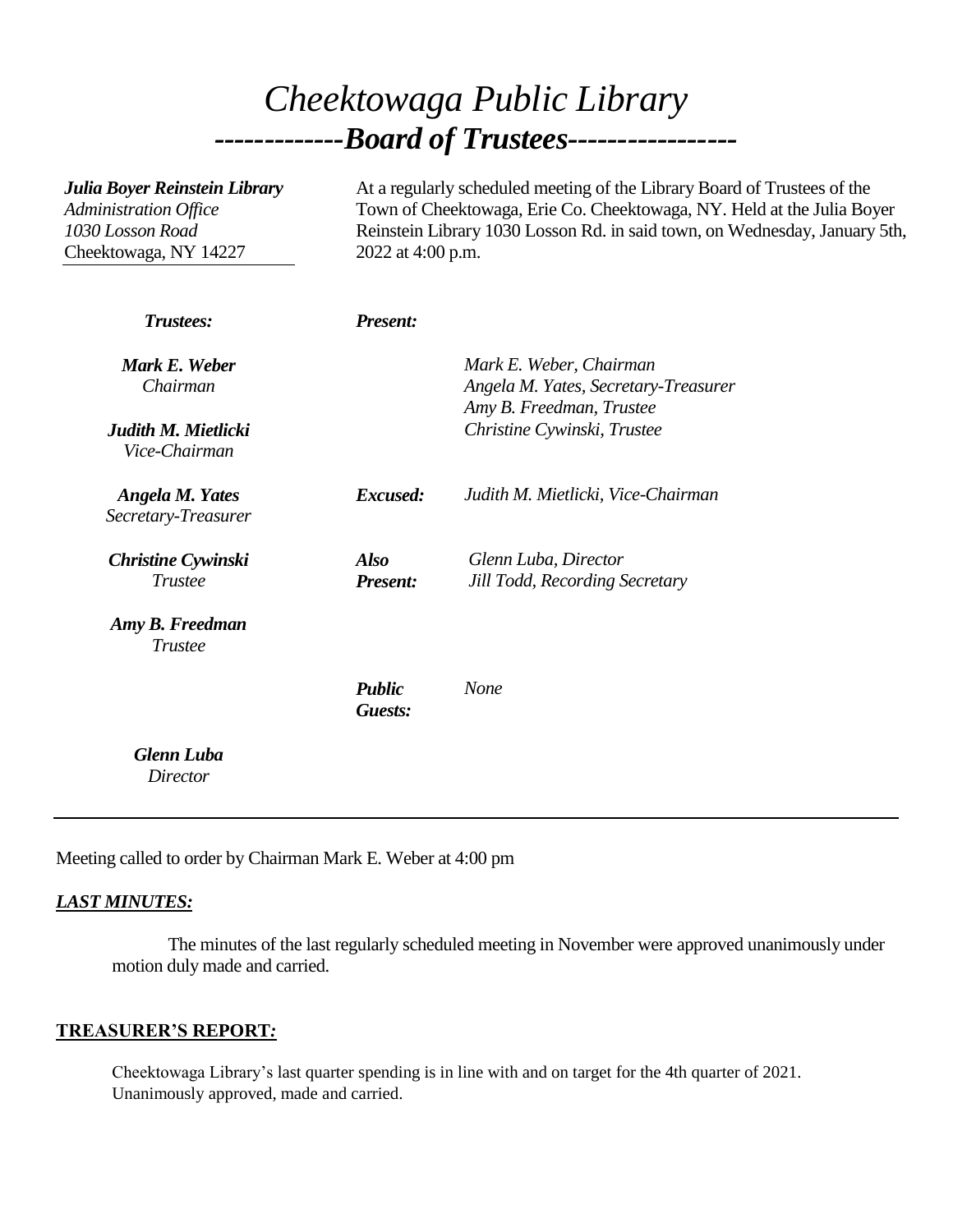# *Cheektowaga Public Library*

## *-------------Board of Trustees-----------------*

***Julia Boyer Reinstein Library***
*Administration Office*
*1030 Losson Road*
Cheektowaga, NY 14227

At a regularly scheduled meeting of the Library Board of Trustees of the Town of Cheektowaga, Erie Co. Cheektowaga, NY. Held at the Julia Boyer Reinstein Library 1030 Losson Rd. in said town, on Wednesday, January 5th, 2022 at 4:00 p.m.

***Trustees:***

***Mark E. Weber***
*Chairman*

***Judith M. Mietlicki***
*Vice-Chairman*

***Angela M. Yates***
*Secretary-Treasurer*

***Christine Cywinski***
*Trustee*

***Amy B. Freedman***
*Trustee*

***Glenn Luba***
*Director*

***Present:***

*Mark E. Weber, Chairman*
*Angela M. Yates, Secretary-Treasurer*
*Amy B. Freedman, Trustee*
*Christine Cywinski, Trustee*

***Excused:*** *Judith M. Mietlicki, Vice-Chairman*

***Also Present:*** *Glenn Luba, Director*
*Jill Todd, Recording Secretary*

***Public Guests:*** *None*

---

Meeting called to order by Chairman Mark E. Weber at 4:00 pm

***LAST MINUTES:***

The minutes of the last regularly scheduled meeting in November were approved unanimously under motion duly made and carried.

**TREASURER'S REPORT:**

Cheektowaga Library's last quarter spending is in line with and on target for the 4th quarter of 2021. Unanimously approved, made and carried.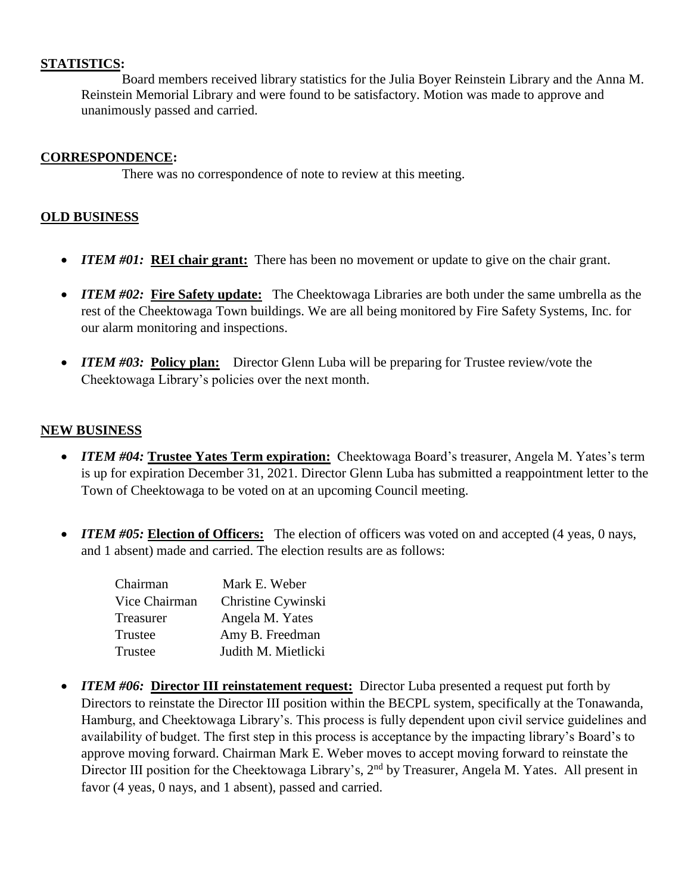**STATISTICS:**

Board members received library statistics for the Julia Boyer Reinstein Library and the Anna M. Reinstein Memorial Library and were found to be satisfactory. Motion was made to approve and unanimously passed and carried.

**CORRESPONDENCE:**

There was no correspondence of note to review at this meeting.

**OLD BUSINESS**

- ***ITEM #01:*** **REI chair grant:** There has been no movement or update to give on the chair grant.
- ***ITEM #02:*** **Fire Safety update:** The Cheektowaga Libraries are both under the same umbrella as the rest of the Cheektowaga Town buildings. We are all being monitored by Fire Safety Systems, Inc. for our alarm monitoring and inspections.
- ***ITEM #03:*** **Policy plan:** Director Glenn Luba will be preparing for Trustee review/vote the Cheektowaga Library's policies over the next month.

**NEW BUSINESS**

- ***ITEM #04:*** **Trustee Yates Term expiration:** Cheektowaga Board's treasurer, Angela M. Yates's term is up for expiration December 31, 2021. Director Glenn Luba has submitted a reappointment letter to the Town of Cheektowaga to be voted on at an upcoming Council meeting.
- ***ITEM #05:*** **Election of Officers:** The election of officers was voted on and accepted (4 yeas, 0 nays, and 1 absent) made and carried. The election results are as follows:

| | |
|---|---|
| Chairman | Mark E. Weber |
| Vice Chairman | Christine Cywinski |
| Treasurer | Angela M. Yates |
| Trustee | Amy B. Freedman |
| Trustee | Judith M. Mietlicki |

- ***ITEM #06:*** **Director III reinstatement request:** Director Luba presented a request put forth by Directors to reinstate the Director III position within the BECPL system, specifically at the Tonawanda, Hamburg, and Cheektowaga Library's. This process is fully dependent upon civil service guidelines and availability of budget. The first step in this process is acceptance by the impacting library's Board's to approve moving forward. Chairman Mark E. Weber moves to accept moving forward to reinstate the Director III position for the Cheektowaga Library's, 2nd by Treasurer, Angela M. Yates. All present in favor (4 yeas, 0 nays, and 1 absent), passed and carried.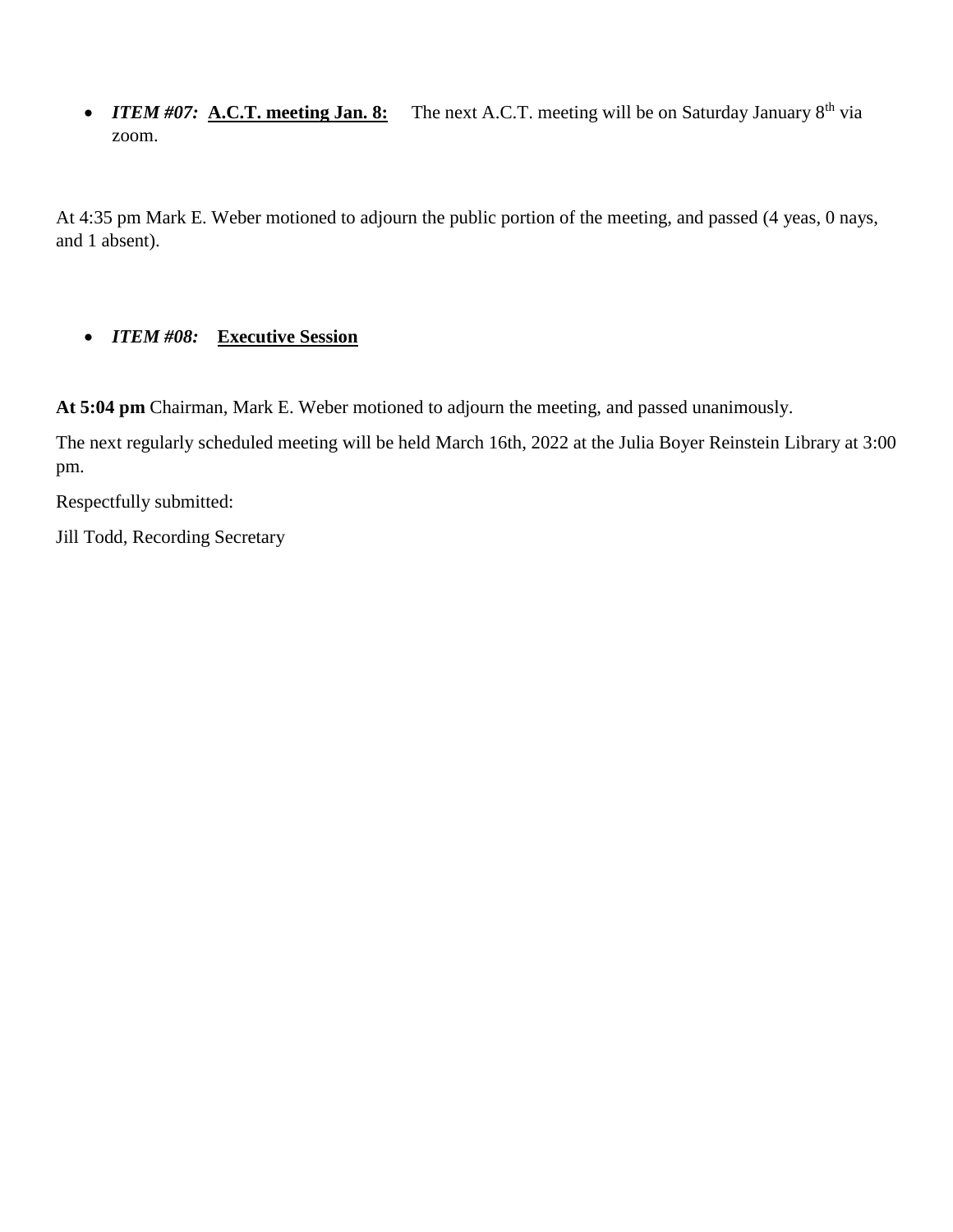- ***ITEM #07:*** **<u>A.C.T. meeting Jan. 8:</u>** The next A.C.T. meeting will be on Saturday January 8th via zoom.

At 4:35 pm Mark E. Weber motioned to adjourn the public portion of the meeting, and passed (4 yeas, 0 nays, and 1 absent).

- ***ITEM #08:*** **<u>Executive Session</u>**

**At 5:04 pm** Chairman, Mark E. Weber motioned to adjourn the meeting, and passed unanimously.

The next regularly scheduled meeting will be held March 16th, 2022 at the Julia Boyer Reinstein Library at 3:00 pm.

Respectfully submitted:

Jill Todd, Recording Secretary